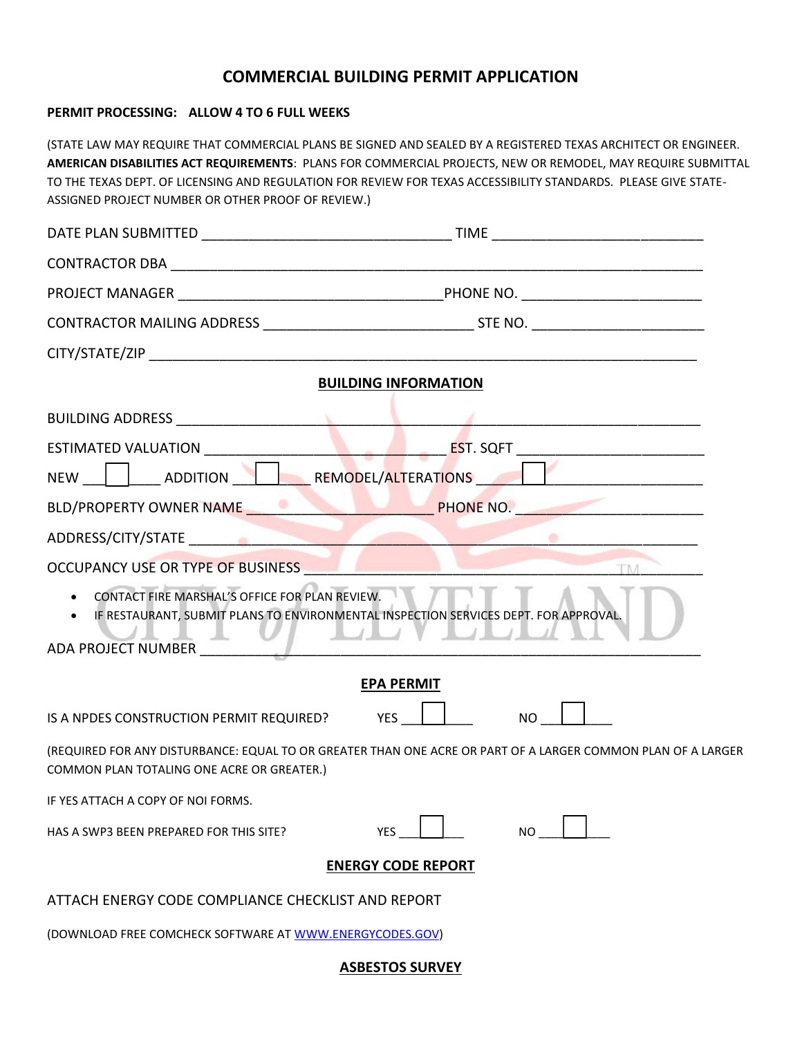# COMMERCIAL BUILDING PERMIT APPLICATION

**PERMIT PROCESSING: ALLOW 4 TO 6 FULL WEEKS**

(STATE LAW MAY REQUIRE THAT COMMERCIAL PLANS BE SIGNED AND SEALED BY A REGISTERED TEXAS ARCHITECT OR ENGINEER. **AMERICAN DISABILITIES ACT REQUIREMENTS**: PLANS FOR COMMERCIAL PROJECTS, NEW OR REMODEL, MAY REQUIRE SUBMITTAL TO THE TEXAS DEPT. OF LICENSING AND REGULATION FOR REVIEW FOR TEXAS ACCESSIBILITY STANDARDS. PLEASE GIVE STATE-ASSIGNED PROJECT NUMBER OR OTHER PROOF OF REVIEW.)

DATE PLAN SUBMITTED ________________________________ TIME ___________________________

CONTRACTOR DBA _____________________________________________________________________

PROJECT MANAGER __________________________________PHONE NO. _______________________

CONTRACTOR MAILING ADDRESS ___________________________ STE NO. ______________________

CITY/STATE/ZIP _______________________________________________________________________

## BUILDING INFORMATION

BUILDING ADDRESS ____________________________________________________________________

ESTIMATED VALUATION _____________________________ EST. SQFT _________________________

NEW ___☐___ ADDITION ___☐___ REMODEL/ALTERATIONS ___☐___________________

BLD/PROPERTY OWNER NAME _________________________ PHONE NO. ________________________

ADDRESS/CITY/STATE ___________________________________________________________________

OCCUPANCY USE OR TYPE OF BUSINESS _____________________________________________

- CONTACT FIRE MARSHAL'S OFFICE FOR PLAN REVIEW.
- IF RESTAURANT, SUBMIT PLANS TO ENVIRONMENTAL INSPECTION SERVICES DEPT. FOR APPROVAL.

ADA PROJECT NUMBER _________________________________________________________________

## EPA PERMIT

IS A NPDES CONSTRUCTION PERMIT REQUIRED? YES ___☐___ NO ___☐___

(REQUIRED FOR ANY DISTURBANCE: EQUAL TO OR GREATER THAN ONE ACRE OR PART OF A LARGER COMMON PLAN OF A LARGER COMMON PLAN TOTALING ONE ACRE OR GREATER.)

IF YES ATTACH A COPY OF NOI FORMS.

HAS A SWP3 BEEN PREPARED FOR THIS SITE? YES ___☐___ NO ___☐___

## ENERGY CODE REPORT

ATTACH ENERGY CODE COMPLIANCE CHECKLIST AND REPORT

(DOWNLOAD FREE COMCHECK SOFTWARE AT [WWW.ENERGYCODES.GOV](http://WWW.ENERGYCODES.GOV))

## ASBESTOS SURVEY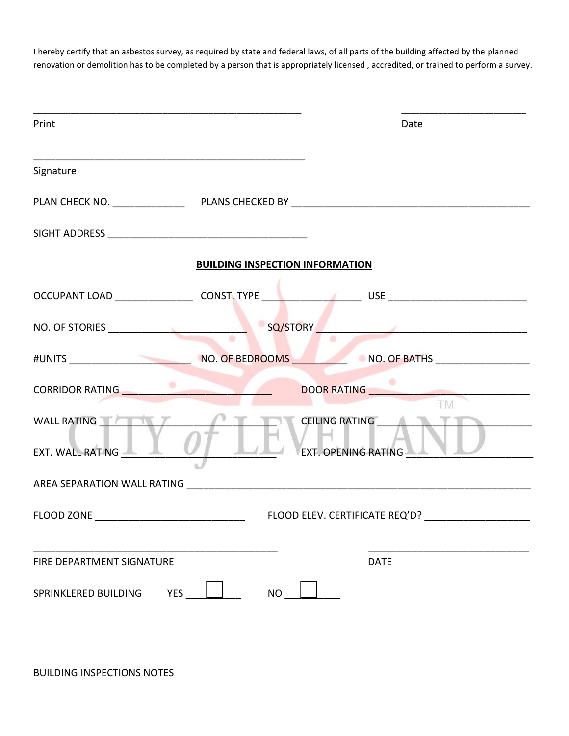I hereby certify that an asbestos survey, as required by state and federal laws, of all parts of the building affected by the planned renovation or demolition has to be completed by a person that is appropriately licensed , accredited, or trained to perform a survey.

_____________________________________________________ &nbsp;&nbsp;&nbsp;&nbsp; ________________________

Print &nbsp;&nbsp;&nbsp;&nbsp;&nbsp;&nbsp;&nbsp;&nbsp;&nbsp;&nbsp;&nbsp;&nbsp;&nbsp;&nbsp;&nbsp;&nbsp;&nbsp;&nbsp;&nbsp;&nbsp;&nbsp;&nbsp;&nbsp;&nbsp;&nbsp;&nbsp;&nbsp;&nbsp;&nbsp;&nbsp;&nbsp;&nbsp;&nbsp;&nbsp;&nbsp;&nbsp;&nbsp;&nbsp;&nbsp;&nbsp;&nbsp;&nbsp;&nbsp;&nbsp;&nbsp;&nbsp;&nbsp;&nbsp;&nbsp;&nbsp;&nbsp;&nbsp;&nbsp;&nbsp;&nbsp;&nbsp;&nbsp;&nbsp; Date

_____________________________________________________

Signature

PLAN CHECK NO. _____________ PLANS CHECKED BY _____________________________________________

SIGHT ADDRESS _______________________________________

## BUILDING INSPECTION INFORMATION

OCCUPANT LOAD ______________ CONST. TYPE __________________ USE _________________________

NO. OF STORIES _________________________ SQ/STORY _________________________________________

#UNITS ______________________ NO. OF BEDROOMS __________ NO. OF BATHS _________________

CORRIDOR RATING ____________________________ DOOR RATING ______________________________

WALL RATING _______________________________ CEILING RATING ______________________________

EXT. WALL RATING _____________________________ EXT. OPENING RATING ________________________

AREA SEPARATION WALL RATING _____________________________________________________________

FLOOD ZONE ____________________________ FLOOD ELEV. CERTIFICATE REQ'D? ___________________

_____________________________________________ &nbsp;&nbsp;&nbsp;&nbsp; ______________________________

FIRE DEPARTMENT SIGNATURE &nbsp;&nbsp;&nbsp;&nbsp;&nbsp;&nbsp;&nbsp;&nbsp;&nbsp;&nbsp;&nbsp;&nbsp;&nbsp;&nbsp;&nbsp;&nbsp;&nbsp;&nbsp;&nbsp;&nbsp;&nbsp;&nbsp;&nbsp;&nbsp;&nbsp;&nbsp;&nbsp;&nbsp;&nbsp;&nbsp; DATE

SPRINKLERED BUILDING &nbsp;&nbsp; YES ☐ &nbsp;&nbsp; NO ☐

BUILDING INSPECTIONS NOTES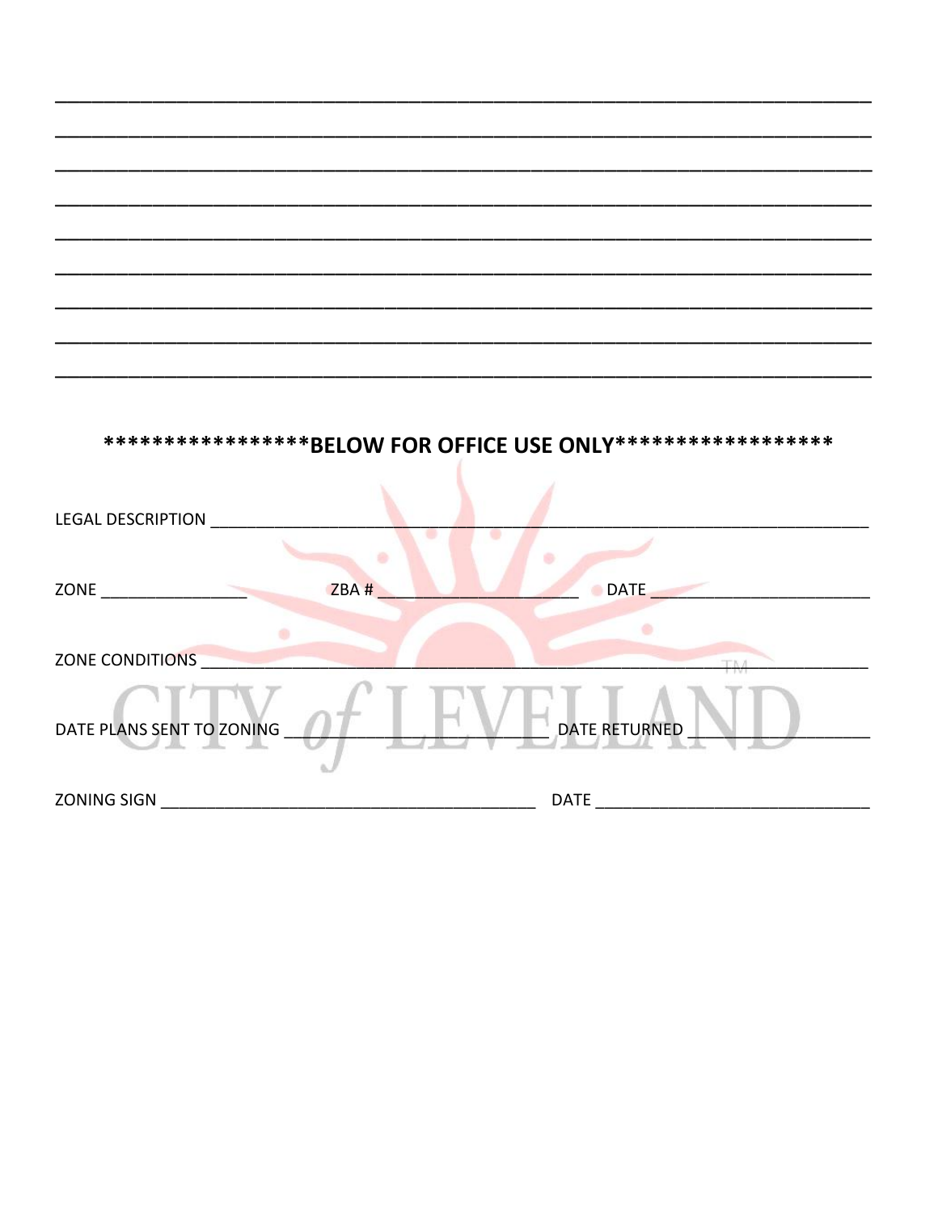\_\_\_\_\_\_\_\_\_\_\_\_\_\_\_\_\_\_\_\_\_\_\_\_\_\_\_\_\_\_\_\_\_\_\_\_\_\_\_\_\_\_\_\_\_\_\_\_\_\_\_\_\_\_\_\_\_\_\_\_\_\_\_\_\_\_\_\_\_\_\_\_\_\_\_\_\_\_

\_\_\_\_\_\_\_\_\_\_\_\_\_\_\_\_\_\_\_\_\_\_\_\_\_\_\_\_\_\_\_\_\_\_\_\_\_\_\_\_\_\_\_\_\_\_\_\_\_\_\_\_\_\_\_\_\_\_\_\_\_\_\_\_\_\_\_\_\_\_\_\_\_\_\_\_\_\_

\_\_\_\_\_\_\_\_\_\_\_\_\_\_\_\_\_\_\_\_\_\_\_\_\_\_\_\_\_\_\_\_\_\_\_\_\_\_\_\_\_\_\_\_\_\_\_\_\_\_\_\_\_\_\_\_\_\_\_\_\_\_\_\_\_\_\_\_\_\_\_\_\_\_\_\_\_\_

\_\_\_\_\_\_\_\_\_\_\_\_\_\_\_\_\_\_\_\_\_\_\_\_\_\_\_\_\_\_\_\_\_\_\_\_\_\_\_\_\_\_\_\_\_\_\_\_\_\_\_\_\_\_\_\_\_\_\_\_\_\_\_\_\_\_\_\_\_\_\_\_\_\_\_\_\_\_

\_\_\_\_\_\_\_\_\_\_\_\_\_\_\_\_\_\_\_\_\_\_\_\_\_\_\_\_\_\_\_\_\_\_\_\_\_\_\_\_\_\_\_\_\_\_\_\_\_\_\_\_\_\_\_\_\_\_\_\_\_\_\_\_\_\_\_\_\_\_\_\_\_\_\_\_\_\_

\_\_\_\_\_\_\_\_\_\_\_\_\_\_\_\_\_\_\_\_\_\_\_\_\_\_\_\_\_\_\_\_\_\_\_\_\_\_\_\_\_\_\_\_\_\_\_\_\_\_\_\_\_\_\_\_\_\_\_\_\_\_\_\_\_\_\_\_\_\_\_\_\_\_\_\_\_\_

\_\_\_\_\_\_\_\_\_\_\_\_\_\_\_\_\_\_\_\_\_\_\_\_\_\_\_\_\_\_\_\_\_\_\_\_\_\_\_\_\_\_\_\_\_\_\_\_\_\_\_\_\_\_\_\_\_\_\_\_\_\_\_\_\_\_\_\_\_\_\_\_\_\_\_\_\_\_

\_\_\_\_\_\_\_\_\_\_\_\_\_\_\_\_\_\_\_\_\_\_\_\_\_\_\_\_\_\_\_\_\_\_\_\_\_\_\_\_\_\_\_\_\_\_\_\_\_\_\_\_\_\_\_\_\_\_\_\_\_\_\_\_\_\_\_\_\_\_\_\_\_\_\_\_\_\_

\_\_\_\_\_\_\_\_\_\_\_\_\_\_\_\_\_\_\_\_\_\_\_\_\_\_\_\_\_\_\_\_\_\_\_\_\_\_\_\_\_\_\_\_\_\_\_\_\_\_\_\_\_\_\_\_\_\_\_\_\_\_\_\_\_\_\_\_\_\_\_\_\_\_\_\_\_\_

**\*\*\*\*\*\*\*\*\*\*\*\*\*\*\*\*BELOW FOR OFFICE USE ONLY\*\*\*\*\*\*\*\*\*\*\*\*\*\*\*\*\*\***

LEGAL DESCRIPTION \_\_\_\_\_\_\_\_\_\_\_\_\_\_\_\_\_\_\_\_\_\_\_\_\_\_\_\_\_\_\_\_\_\_\_\_\_\_\_\_\_\_\_\_\_\_\_\_\_\_\_\_\_\_\_\_\_\_\_\_\_\_\_\_\_

ZONE \_\_\_\_\_\_\_\_\_\_\_\_\_\_\_\_ ZBA # \_\_\_\_\_\_\_\_\_\_\_\_\_\_\_\_\_\_\_\_\_\_ DATE \_\_\_\_\_\_\_\_\_\_\_\_\_\_\_\_\_\_\_\_\_\_\_\_\_\_

ZONE CONDITIONS \_\_\_\_\_\_\_\_\_\_\_\_\_\_\_\_\_\_\_\_\_\_\_\_\_\_\_\_\_\_\_\_\_\_\_\_\_\_\_\_\_\_\_\_\_\_\_\_\_\_\_\_\_\_\_\_\_\_\_\_\_\_\_\_\_\_\_

DATE PLANS SENT TO ZONING \_\_\_\_\_\_\_\_\_\_\_\_\_\_\_\_\_\_\_\_\_\_\_\_\_\_\_\_\_\_\_ DATE RETURNED \_\_\_\_\_\_\_\_\_\_\_\_\_\_\_\_\_\_\_\_\_

ZONING SIGN \_\_\_\_\_\_\_\_\_\_\_\_\_\_\_\_\_\_\_\_\_\_\_\_\_\_\_\_\_\_\_\_\_\_\_\_\_\_\_\_\_\_ DATE \_\_\_\_\_\_\_\_\_\_\_\_\_\_\_\_\_\_\_\_\_\_\_\_\_\_\_\_\_\_